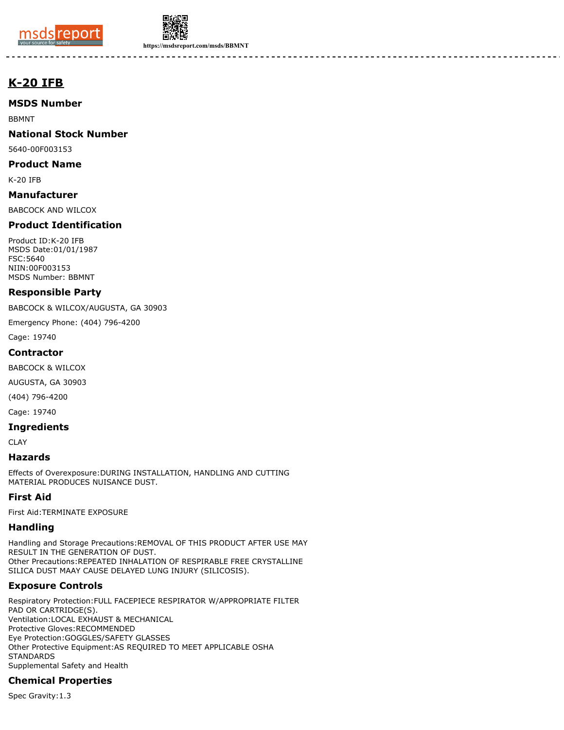# K-20 IFB

## MSDS Number

BBMNT

## National Stock Number

5640-00F003153

## Product Name

K-20 IFB

## Manufacturer

BABCOCK AND WILCOX

## Product Identification

Product ID:K-20 IFB
MSDS Date:01/01/1987
FSC:5640
NIIN:00F003153
MSDS Number: BBMNT

## Responsible Party

BABCOCK & WILCOX/AUGUSTA, GA 30903

Emergency Phone: (404) 796-4200

Cage: 19740

## Contractor

BABCOCK & WILCOX

AUGUSTA, GA 30903

(404) 796-4200

Cage: 19740

## Ingredients

CLAY

## Hazards

Effects of Overexposure:DURING INSTALLATION, HANDLING AND CUTTING MATERIAL PRODUCES NUISANCE DUST.

## First Aid

First Aid:TERMINATE EXPOSURE

## Handling

Handling and Storage Precautions:REMOVAL OF THIS PRODUCT AFTER USE MAY RESULT IN THE GENERATION OF DUST.
Other Precautions:REPEATED INHALATION OF RESPIRABLE FREE CRYSTALLINE SILICA DUST MAAY CAUSE DELAYED LUNG INJURY (SILICOSIS).

## Exposure Controls

Respiratory Protection:FULL FACEPIECE RESPIRATOR W/APPROPRIATE FILTER PAD OR CARTRIDGE(S).
Ventilation:LOCAL EXHAUST & MECHANICAL
Protective Gloves:RECOMMENDED
Eye Protection:GOGGLES/SAFETY GLASSES
Other Protective Equipment:AS REQUIRED TO MEET APPLICABLE OSHA STANDARDS
Supplemental Safety and Health

## Chemical Properties

Spec Gravity:1.3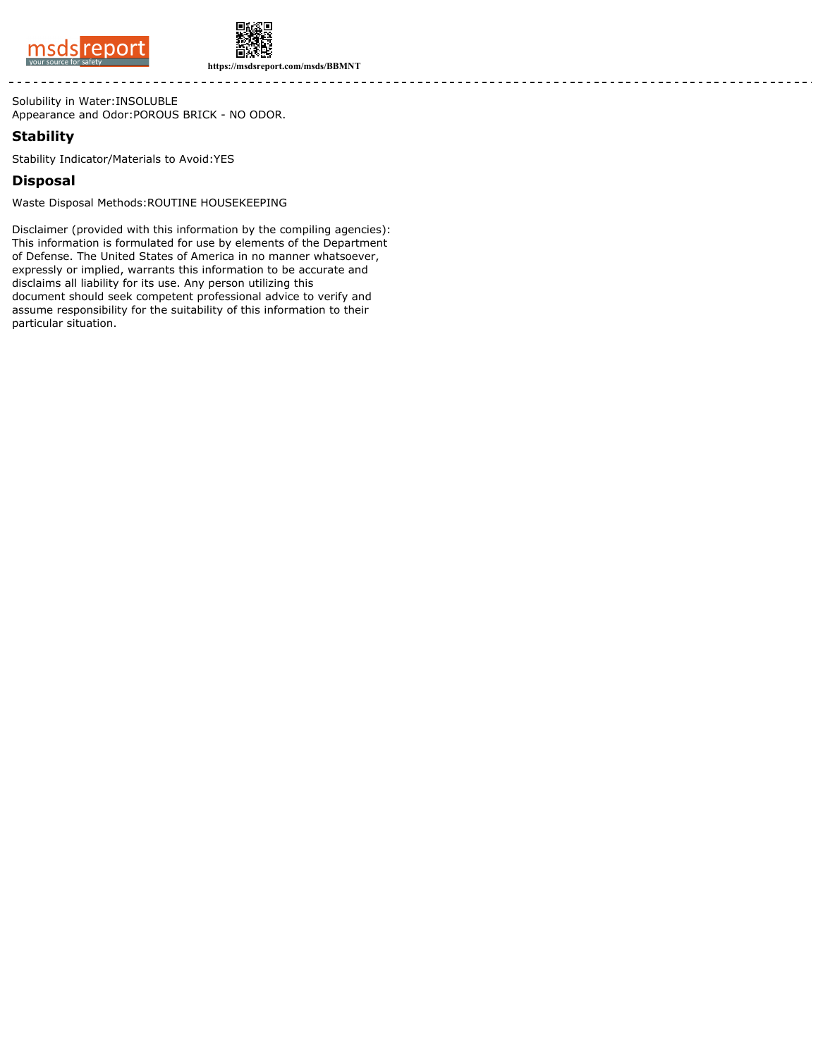Solubility in Water:INSOLUBLE
Appearance and Odor:POROUS BRICK - NO ODOR.

## Stability

Stability Indicator/Materials to Avoid:YES

## Disposal

Waste Disposal Methods:ROUTINE HOUSEKEEPING

Disclaimer (provided with this information by the compiling agencies): This information is formulated for use by elements of the Department of Defense. The United States of America in no manner whatsoever, expressly or implied, warrants this information to be accurate and disclaims all liability for its use. Any person utilizing this document should seek competent professional advice to verify and assume responsibility for the suitability of this information to their particular situation.